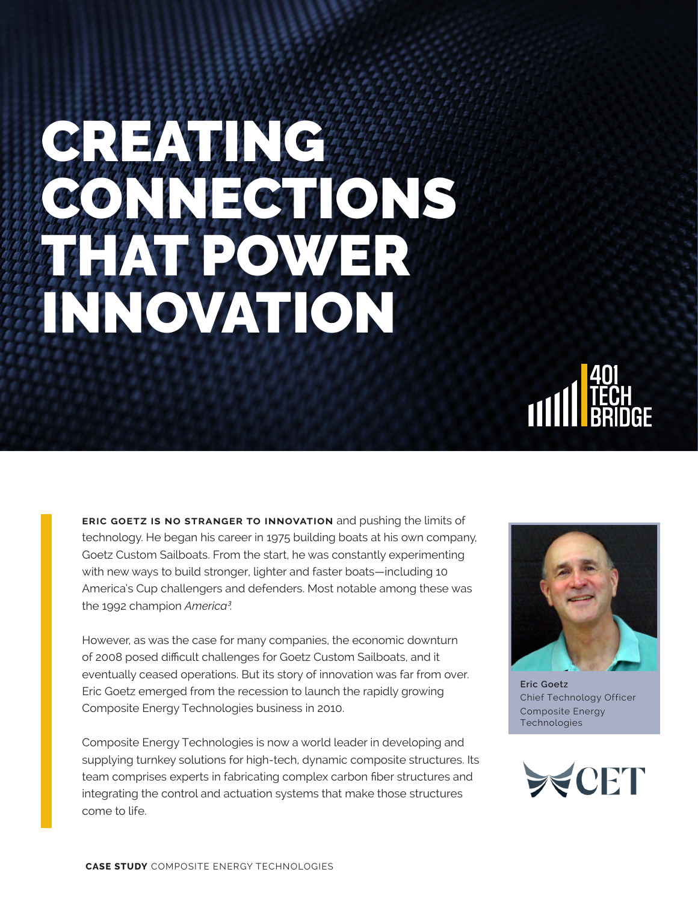# CREATING CONNECTIONS THAT POWER INNOVATION

401 TECH BRIDGE

**ERIC GOETZ IS NO STRANGER TO INNOVATION** and pushing the limits of technology. He began his career in 1975 building boats at his own company, Goetz Custom Sailboats. From the start, he was constantly experimenting with new ways to build stronger, lighter and faster boats—including 10 America's Cup challengers and defenders. Most notable among these was the 1992 champion *America$^3$*.

However, as was the case for many companies, the economic downturn of 2008 posed difficult challenges for Goetz Custom Sailboats, and it eventually ceased operations. But its story of innovation was far from over. Eric Goetz emerged from the recession to launch the rapidly growing Composite Energy Technologies business in 2010.

Composite Energy Technologies is now a world leader in developing and supplying turnkey solutions for high-tech, dynamic composite structures. Its team comprises experts in fabricating complex carbon fiber structures and integrating the control and actuation systems that make those structures come to life.

**Eric Goetz**
Chief Technology Officer
Composite Energy Technologies

CET

**CASE STUDY** COMPOSITE ENERGY TECHNOLOGIES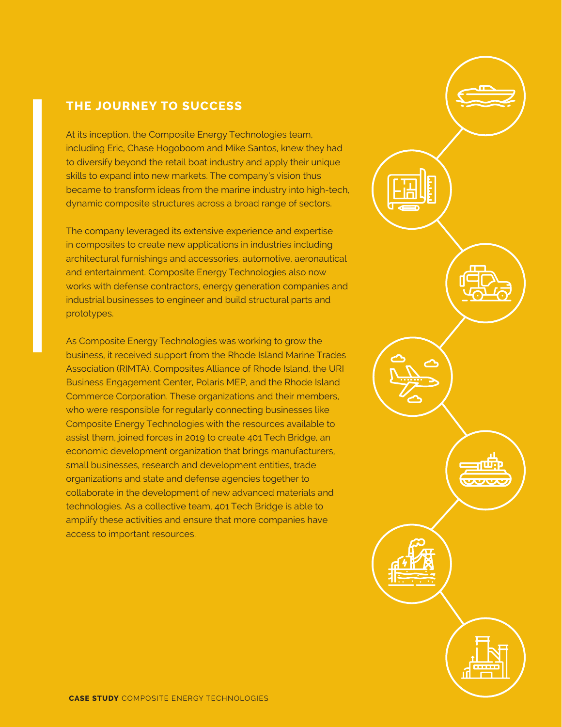## THE JOURNEY TO SUCCESS

At its inception, the Composite Energy Technologies team, including Eric, Chase Hogoboom and Mike Santos, knew they had to diversify beyond the retail boat industry and apply their unique skills to expand into new markets. The company's vision thus became to transform ideas from the marine industry into high-tech, dynamic composite structures across a broad range of sectors.

The company leveraged its extensive experience and expertise in composites to create new applications in industries including architectural furnishings and accessories, automotive, aeronautical and entertainment. Composite Energy Technologies also now works with defense contractors, energy generation companies and industrial businesses to engineer and build structural parts and prototypes.

As Composite Energy Technologies was working to grow the business, it received support from the Rhode Island Marine Trades Association (RIMTA), Composites Alliance of Rhode Island, the URI Business Engagement Center, Polaris MEP, and the Rhode Island Commerce Corporation. These organizations and their members, who were responsible for regularly connecting businesses like Composite Energy Technologies with the resources available to assist them, joined forces in 2019 to create 401 Tech Bridge, an economic development organization that brings manufacturers, small businesses, research and development entities, trade organizations and state and defense agencies together to collaborate in the development of new advanced materials and technologies. As a collective team, 401 Tech Bridge is able to amplify these activities and ensure that more companies have access to important resources.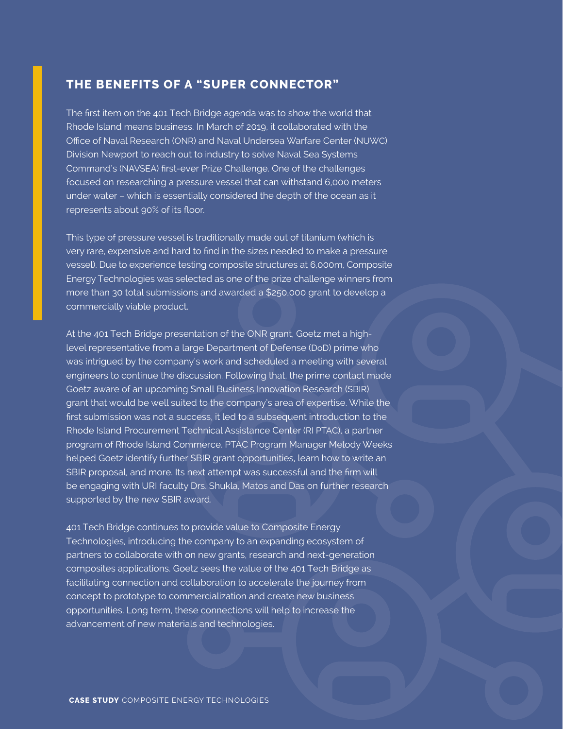## THE BENEFITS OF A "SUPER CONNECTOR"

The first item on the 401 Tech Bridge agenda was to show the world that Rhode Island means business. In March of 2019, it collaborated with the Office of Naval Research (ONR) and Naval Undersea Warfare Center (NUWC) Division Newport to reach out to industry to solve Naval Sea Systems Command's (NAVSEA) first-ever Prize Challenge. One of the challenges focused on researching a pressure vessel that can withstand 6,000 meters under water – which is essentially considered the depth of the ocean as it represents about 90% of its floor.

This type of pressure vessel is traditionally made out of titanium (which is very rare, expensive and hard to find in the sizes needed to make a pressure vessel). Due to experience testing composite structures at 6,000m, Composite Energy Technologies was selected as one of the prize challenge winners from more than 30 total submissions and awarded a $250,000 grant to develop a commercially viable product.

At the 401 Tech Bridge presentation of the ONR grant, Goetz met a high-level representative from a large Department of Defense (DoD) prime who was intrigued by the company's work and scheduled a meeting with several engineers to continue the discussion. Following that, the prime contact made Goetz aware of an upcoming Small Business Innovation Research (SBIR) grant that would be well suited to the company's area of expertise. While the first submission was not a success, it led to a subsequent introduction to the Rhode Island Procurement Technical Assistance Center (RI PTAC), a partner program of Rhode Island Commerce. PTAC Program Manager Melody Weeks helped Goetz identify further SBIR grant opportunities, learn how to write an SBIR proposal, and more. Its next attempt was successful and the firm will be engaging with URI faculty Drs. Shukla, Matos and Das on further research supported by the new SBIR award.

401 Tech Bridge continues to provide value to Composite Energy Technologies, introducing the company to an expanding ecosystem of partners to collaborate with on new grants, research and next-generation composites applications. Goetz sees the value of the 401 Tech Bridge as facilitating connection and collaboration to accelerate the journey from concept to prototype to commercialization and create new business opportunities. Long term, these connections will help to increase the advancement of new materials and technologies.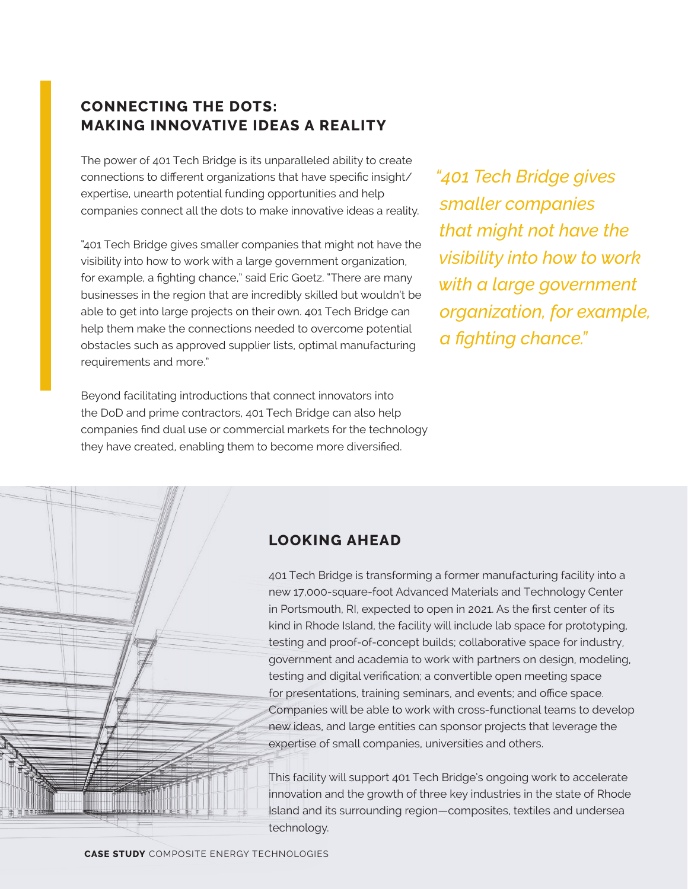## CONNECTING THE DOTS: MAKING INNOVATIVE IDEAS A REALITY

The power of 401 Tech Bridge is its unparalleled ability to create connections to different organizations that have specific insight/ expertise, unearth potential funding opportunities and help companies connect all the dots to make innovative ideas a reality.

"401 Tech Bridge gives smaller companies that might not have the visibility into how to work with a large government organization, for example, a fighting chance," said Eric Goetz. "There are many businesses in the region that are incredibly skilled but wouldn't be able to get into large projects on their own. 401 Tech Bridge can help them make the connections needed to overcome potential obstacles such as approved supplier lists, optimal manufacturing requirements and more."

*"401 Tech Bridge gives smaller companies that might not have the visibility into how to work with a large government organization, for example, a fighting chance."*

Beyond facilitating introductions that connect innovators into the DoD and prime contractors, 401 Tech Bridge can also help companies find dual use or commercial markets for the technology they have created, enabling them to become more diversified.

## LOOKING AHEAD

401 Tech Bridge is transforming a former manufacturing facility into a new 17,000-square-foot Advanced Materials and Technology Center in Portsmouth, RI, expected to open in 2021. As the first center of its kind in Rhode Island, the facility will include lab space for prototyping, testing and proof-of-concept builds; collaborative space for industry, government and academia to work with partners on design, modeling, testing and digital verification; a convertible open meeting space for presentations, training seminars, and events; and office space. Companies will be able to work with cross-functional teams to develop new ideas, and large entities can sponsor projects that leverage the expertise of small companies, universities and others.

This facility will support 401 Tech Bridge's ongoing work to accelerate innovation and the growth of three key industries in the state of Rhode Island and its surrounding region—composites, textiles and undersea technology.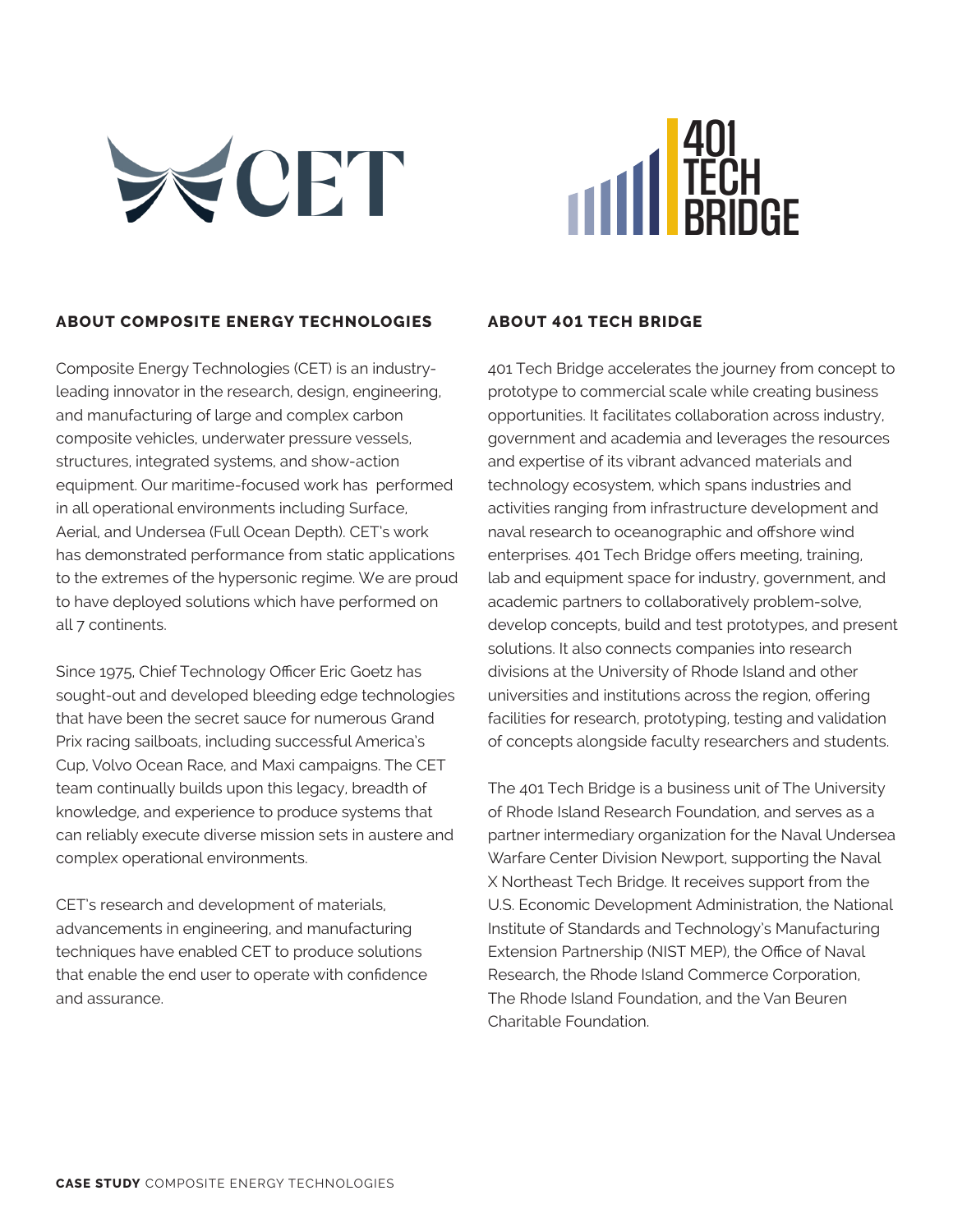## ABOUT COMPOSITE ENERGY TECHNOLOGIES

Composite Energy Technologies (CET) is an industry-leading innovator in the research, design, engineering, and manufacturing of large and complex carbon composite vehicles, underwater pressure vessels, structures, integrated systems, and show-action equipment. Our maritime-focused work has performed in all operational environments including Surface, Aerial, and Undersea (Full Ocean Depth). CET's work has demonstrated performance from static applications to the extremes of the hypersonic regime. We are proud to have deployed solutions which have performed on all 7 continents.

Since 1975, Chief Technology Officer Eric Goetz has sought-out and developed bleeding edge technologies that have been the secret sauce for numerous Grand Prix racing sailboats, including successful America's Cup, Volvo Ocean Race, and Maxi campaigns. The CET team continually builds upon this legacy, breadth of knowledge, and experience to produce systems that can reliably execute diverse mission sets in austere and complex operational environments.

CET's research and development of materials, advancements in engineering, and manufacturing techniques have enabled CET to produce solutions that enable the end user to operate with confidence and assurance.

## ABOUT 401 TECH BRIDGE

401 Tech Bridge accelerates the journey from concept to prototype to commercial scale while creating business opportunities. It facilitates collaboration across industry, government and academia and leverages the resources and expertise of its vibrant advanced materials and technology ecosystem, which spans industries and activities ranging from infrastructure development and naval research to oceanographic and offshore wind enterprises. 401 Tech Bridge offers meeting, training, lab and equipment space for industry, government, and academic partners to collaboratively problem-solve, develop concepts, build and test prototypes, and present solutions. It also connects companies into research divisions at the University of Rhode Island and other universities and institutions across the region, offering facilities for research, prototyping, testing and validation of concepts alongside faculty researchers and students.

The 401 Tech Bridge is a business unit of The University of Rhode Island Research Foundation, and serves as a partner intermediary organization for the Naval Undersea Warfare Center Division Newport, supporting the Naval X Northeast Tech Bridge. It receives support from the U.S. Economic Development Administration, the National Institute of Standards and Technology's Manufacturing Extension Partnership (NIST MEP), the Office of Naval Research, the Rhode Island Commerce Corporation, The Rhode Island Foundation, and the Van Beuren Charitable Foundation.